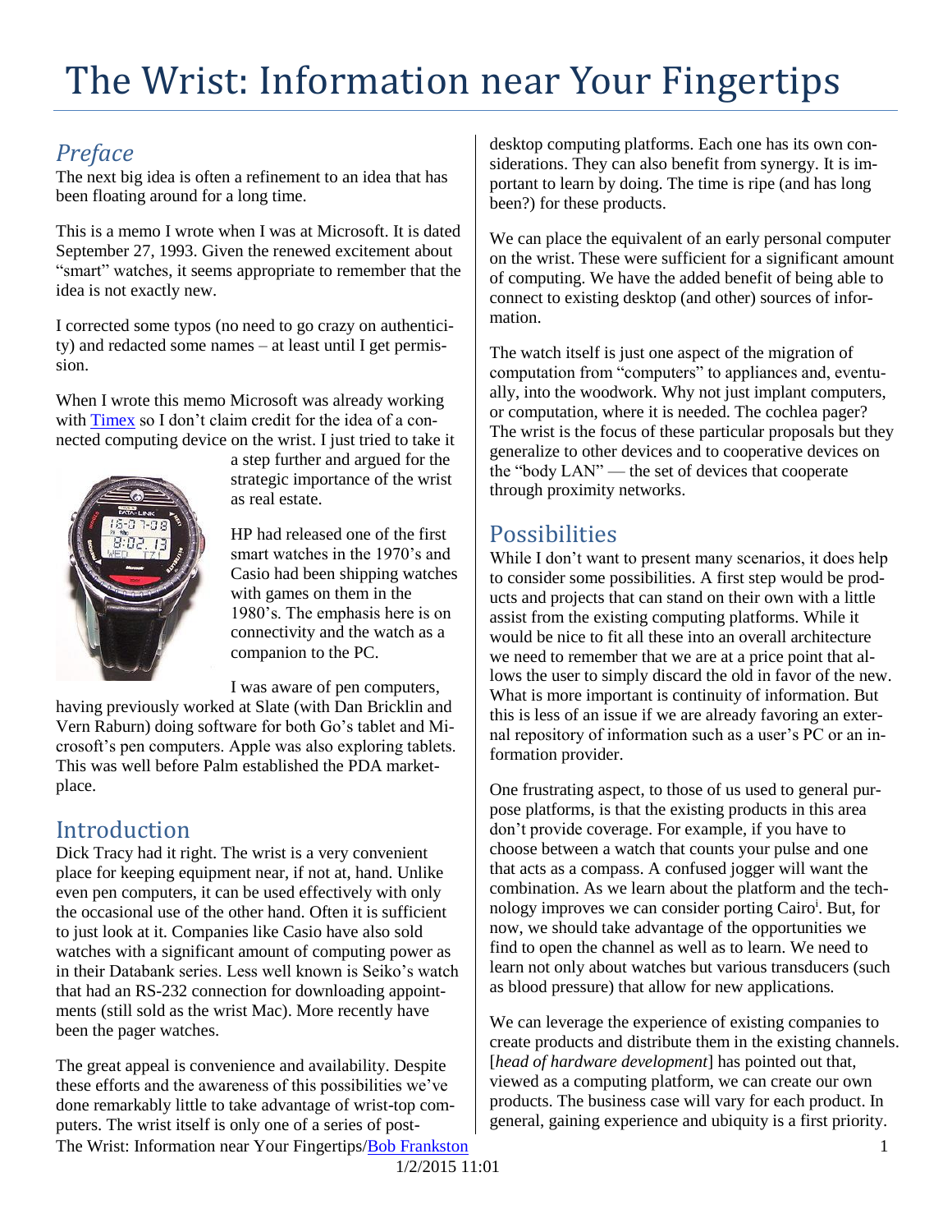# The Wrist: Information near Your Fingertips

## *Preface*

The next big idea is often a refinement to an idea that has been floating around for a long time.

This is a memo I wrote when I was at Microsoft. It is dated September 27, 1993. Given the renewed excitement about "smart" watches, it seems appropriate to remember that the idea is not exactly new.

I corrected some typos (no need to go crazy on authenticity) and redacted some names – at least until I get permission.

When I wrote this memo Microsoft was already working with Timex so I don't claim credit for the idea of a connected computing device on the wrist. I just tried to take it a step further and argued for the strategic importance of the wrist as real estate.

HP had released one of the first smart watches in the 1970's and Casio had been shipping watches with games on them in the 1980's. The emphasis here is on connectivity and the watch as a companion to the PC.

I was aware of pen computers, having previously worked at Slate (with Dan Bricklin and Vern Raburn) doing software for both Go's tablet and Microsoft's pen computers. Apple was also exploring tablets. This was well before Palm established the PDA marketplace.

## Introduction

Dick Tracy had it right. The wrist is a very convenient place for keeping equipment near, if not at, hand. Unlike even pen computers, it can be used effectively with only the occasional use of the other hand. Often it is sufficient to just look at it. Companies like Casio have also sold watches with a significant amount of computing power as in their Databank series. Less well known is Seiko's watch that had an RS-232 connection for downloading appointments (still sold as the wrist Mac). More recently have been the pager watches.

The great appeal is convenience and availability. Despite these efforts and the awareness of this possibilities we've done remarkably little to take advantage of wrist-top computers. The wrist itself is only one of a series of post-desktop computing platforms. Each one has its own considerations. They can also benefit from synergy. It is important to learn by doing. The time is ripe (and has long been?) for these products.

We can place the equivalent of an early personal computer on the wrist. These were sufficient for a significant amount of computing. We have the added benefit of being able to connect to existing desktop (and other) sources of information.

The watch itself is just one aspect of the migration of computation from "computers" to appliances and, eventually, into the woodwork. Why not just implant computers, or computation, where it is needed. The cochlea pager? The wrist is the focus of these particular proposals but they generalize to other devices and to cooperative devices on the "body LAN" — the set of devices that cooperate through proximity networks.

## Possibilities

While I don't want to present many scenarios, it does help to consider some possibilities. A first step would be products and projects that can stand on their own with a little assist from the existing computing platforms. While it would be nice to fit all these into an overall architecture we need to remember that we are at a price point that allows the user to simply discard the old in favor of the new. What is more important is continuity of information. But this is less of an issue if we are already favoring an external repository of information such as a user's PC or an information provider.

One frustrating aspect, to those of us used to general purpose platforms, is that the existing products in this area don't provide coverage. For example, if you have to choose between a watch that counts your pulse and one that acts as a compass. A confused jogger will want the combination. As we learn about the platform and the technology improves we can consider porting Cairo[i]. But, for now, we should take advantage of the opportunities we find to open the channel as well as to learn. We need to learn not only about watches but various transducers (such as blood pressure) that allow for new applications.

We can leverage the experience of existing companies to create products and distribute them in the existing channels. [*head of hardware development*] has pointed out that, viewed as a computing platform, we can create our own products. The business case will vary for each product. In general, gaining experience and ubiquity is a first priority.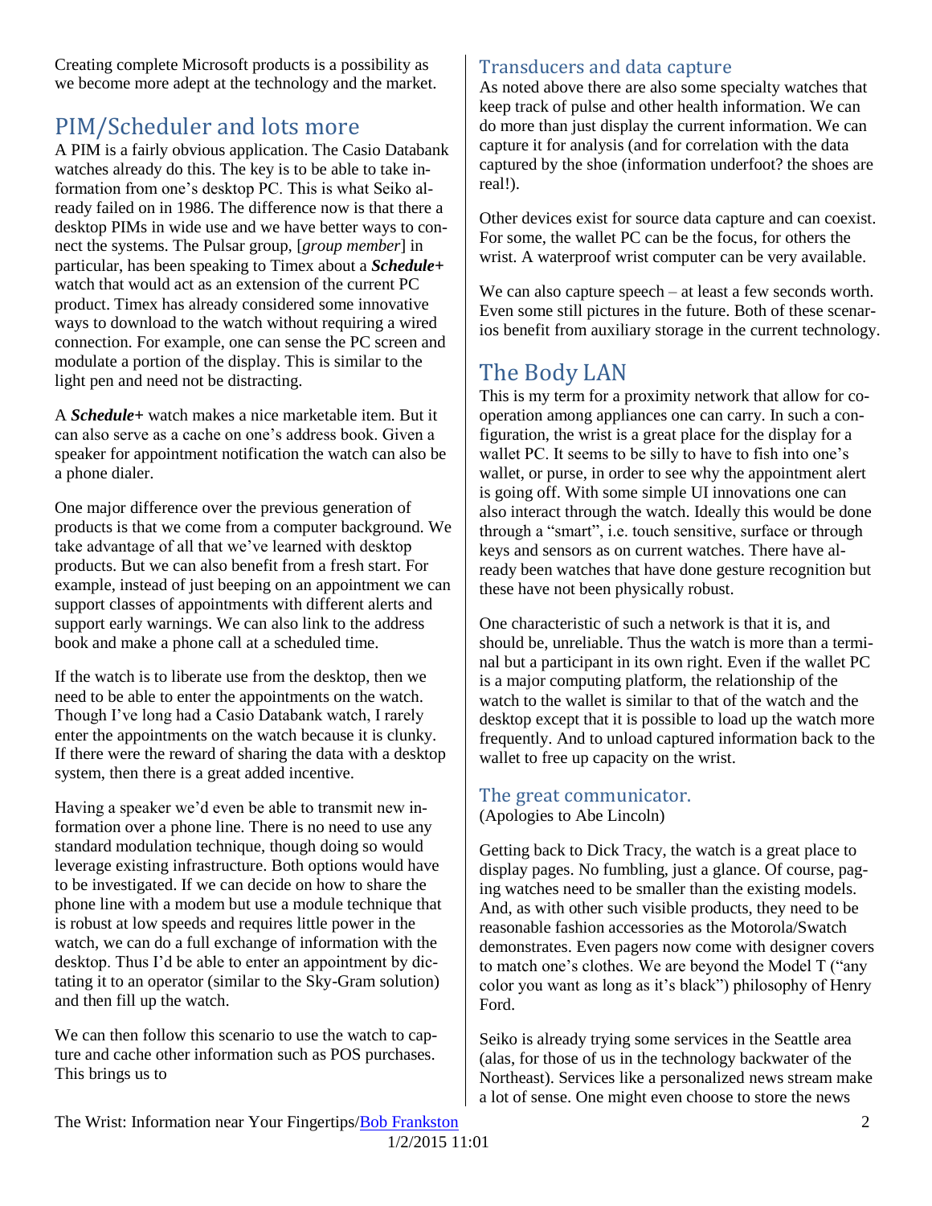Creating complete Microsoft products is a possibility as we become more adept at the technology and the market.

# PIM/Scheduler and lots more

A PIM is a fairly obvious application. The Casio Databank watches already do this. The key is to be able to take information from one's desktop PC. This is what Seiko already failed on in 1986. The difference now is that there a desktop PIMs in wide use and we have better ways to connect the systems. The Pulsar group, [*group member*] in particular, has been speaking to Timex about a ***Schedule+*** watch that would act as an extension of the current PC product. Timex has already considered some innovative ways to download to the watch without requiring a wired connection. For example, one can sense the PC screen and modulate a portion of the display. This is similar to the light pen and need not be distracting.

A ***Schedule+*** watch makes a nice marketable item. But it can also serve as a cache on one's address book. Given a speaker for appointment notification the watch can also be a phone dialer.

One major difference over the previous generation of products is that we come from a computer background. We take advantage of all that we've learned with desktop products. But we can also benefit from a fresh start. For example, instead of just beeping on an appointment we can support classes of appointments with different alerts and support early warnings. We can also link to the address book and make a phone call at a scheduled time.

If the watch is to liberate use from the desktop, then we need to be able to enter the appointments on the watch. Though I've long had a Casio Databank watch, I rarely enter the appointments on the watch because it is clunky. If there were the reward of sharing the data with a desktop system, then there is a great added incentive.

Having a speaker we'd even be able to transmit new information over a phone line. There is no need to use any standard modulation technique, though doing so would leverage existing infrastructure. Both options would have to be investigated. If we can decide on how to share the phone line with a modem but use a module technique that is robust at low speeds and requires little power in the watch, we can do a full exchange of information with the desktop. Thus I'd be able to enter an appointment by dictating it to an operator (similar to the Sky-Gram solution) and then fill up the watch.

We can then follow this scenario to use the watch to capture and cache other information such as POS purchases. This brings us to

## Transducers and data capture

As noted above there are also some specialty watches that keep track of pulse and other health information. We can do more than just display the current information. We can capture it for analysis (and for correlation with the data captured by the shoe (information underfoot? the shoes are real!).

Other devices exist for source data capture and can coexist. For some, the wallet PC can be the focus, for others the wrist. A waterproof wrist computer can be very available.

We can also capture speech – at least a few seconds worth. Even some still pictures in the future. Both of these scenarios benefit from auxiliary storage in the current technology.

# The Body LAN

This is my term for a proximity network that allow for cooperation among appliances one can carry. In such a configuration, the wrist is a great place for the display for a wallet PC. It seems to be silly to have to fish into one's wallet, or purse, in order to see why the appointment alert is going off. With some simple UI innovations one can also interact through the watch. Ideally this would be done through a "smart", i.e. touch sensitive, surface or through keys and sensors as on current watches. There have already been watches that have done gesture recognition but these have not been physically robust.

One characteristic of such a network is that it is, and should be, unreliable. Thus the watch is more than a terminal but a participant in its own right. Even if the wallet PC is a major computing platform, the relationship of the watch to the wallet is similar to that of the watch and the desktop except that it is possible to load up the watch more frequently. And to unload captured information back to the wallet to free up capacity on the wrist.

## The great communicator.

(Apologies to Abe Lincoln)

Getting back to Dick Tracy, the watch is a great place to display pages. No fumbling, just a glance. Of course, paging watches need to be smaller than the existing models. And, as with other such visible products, they need to be reasonable fashion accessories as the Motorola/Swatch demonstrates. Even pagers now come with designer covers to match one's clothes. We are beyond the Model T ("any color you want as long as it's black") philosophy of Henry Ford.

Seiko is already trying some services in the Seattle area (alas, for those of us in the technology backwater of the Northeast). Services like a personalized news stream make a lot of sense. One might even choose to store the news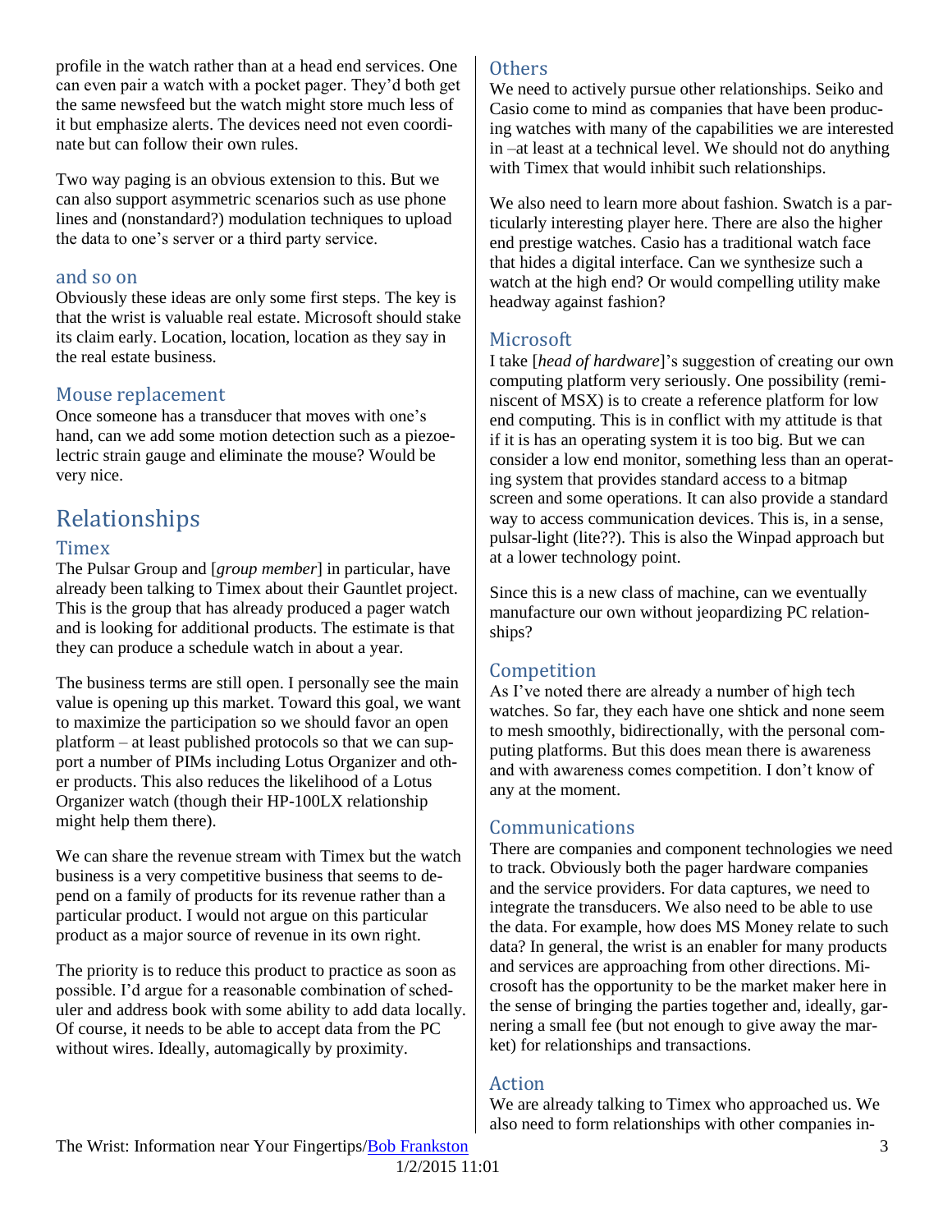profile in the watch rather than at a head end services. One can even pair a watch with a pocket pager. They'd both get the same newsfeed but the watch might store much less of it but emphasize alerts. The devices need not even coordinate but can follow their own rules.

Two way paging is an obvious extension to this. But we can also support asymmetric scenarios such as use phone lines and (nonstandard?) modulation techniques to upload the data to one's server or a third party service.

### and so on

Obviously these ideas are only some first steps. The key is that the wrist is valuable real estate. Microsoft should stake its claim early. Location, location, location as they say in the real estate business.

### Mouse replacement

Once someone has a transducer that moves with one's hand, can we add some motion detection such as a piezoelectric strain gauge and eliminate the mouse? Would be very nice.

## Relationships

### Timex

The Pulsar Group and [*group member*] in particular, have already been talking to Timex about their Gauntlet project. This is the group that has already produced a pager watch and is looking for additional products. The estimate is that they can produce a schedule watch in about a year.

The business terms are still open. I personally see the main value is opening up this market. Toward this goal, we want to maximize the participation so we should favor an open platform – at least published protocols so that we can support a number of PIMs including Lotus Organizer and other products. This also reduces the likelihood of a Lotus Organizer watch (though their HP-100LX relationship might help them there).

We can share the revenue stream with Timex but the watch business is a very competitive business that seems to depend on a family of products for its revenue rather than a particular product. I would not argue on this particular product as a major source of revenue in its own right.

The priority is to reduce this product to practice as soon as possible. I'd argue for a reasonable combination of scheduler and address book with some ability to add data locally. Of course, it needs to be able to accept data from the PC without wires. Ideally, automagically by proximity.

### Others

We need to actively pursue other relationships. Seiko and Casio come to mind as companies that have been producing watches with many of the capabilities we are interested in –at least at a technical level. We should not do anything with Timex that would inhibit such relationships.

We also need to learn more about fashion. Swatch is a particularly interesting player here. There are also the higher end prestige watches. Casio has a traditional watch face that hides a digital interface. Can we synthesize such a watch at the high end? Or would compelling utility make headway against fashion?

### Microsoft

I take [*head of hardware*]'s suggestion of creating our own computing platform very seriously. One possibility (reminiscent of MSX) is to create a reference platform for low end computing. This is in conflict with my attitude is that if it is has an operating system it is too big. But we can consider a low end monitor, something less than an operating system that provides standard access to a bitmap screen and some operations. It can also provide a standard way to access communication devices. This is, in a sense, pulsar-light (lite??). This is also the Winpad approach but at a lower technology point.

Since this is a new class of machine, can we eventually manufacture our own without jeopardizing PC relationships?

### Competition

As I've noted there are already a number of high tech watches. So far, they each have one shtick and none seem to mesh smoothly, bidirectionally, with the personal computing platforms. But this does mean there is awareness and with awareness comes competition. I don't know of any at the moment.

### Communications

There are companies and component technologies we need to track. Obviously both the pager hardware companies and the service providers. For data captures, we need to integrate the transducers. We also need to be able to use the data. For example, how does MS Money relate to such data? In general, the wrist is an enabler for many products and services are approaching from other directions. Microsoft has the opportunity to be the market maker here in the sense of bringing the parties together and, ideally, garnering a small fee (but not enough to give away the market) for relationships and transactions.

### Action

We are already talking to Timex who approached us. We also need to form relationships with other companies in-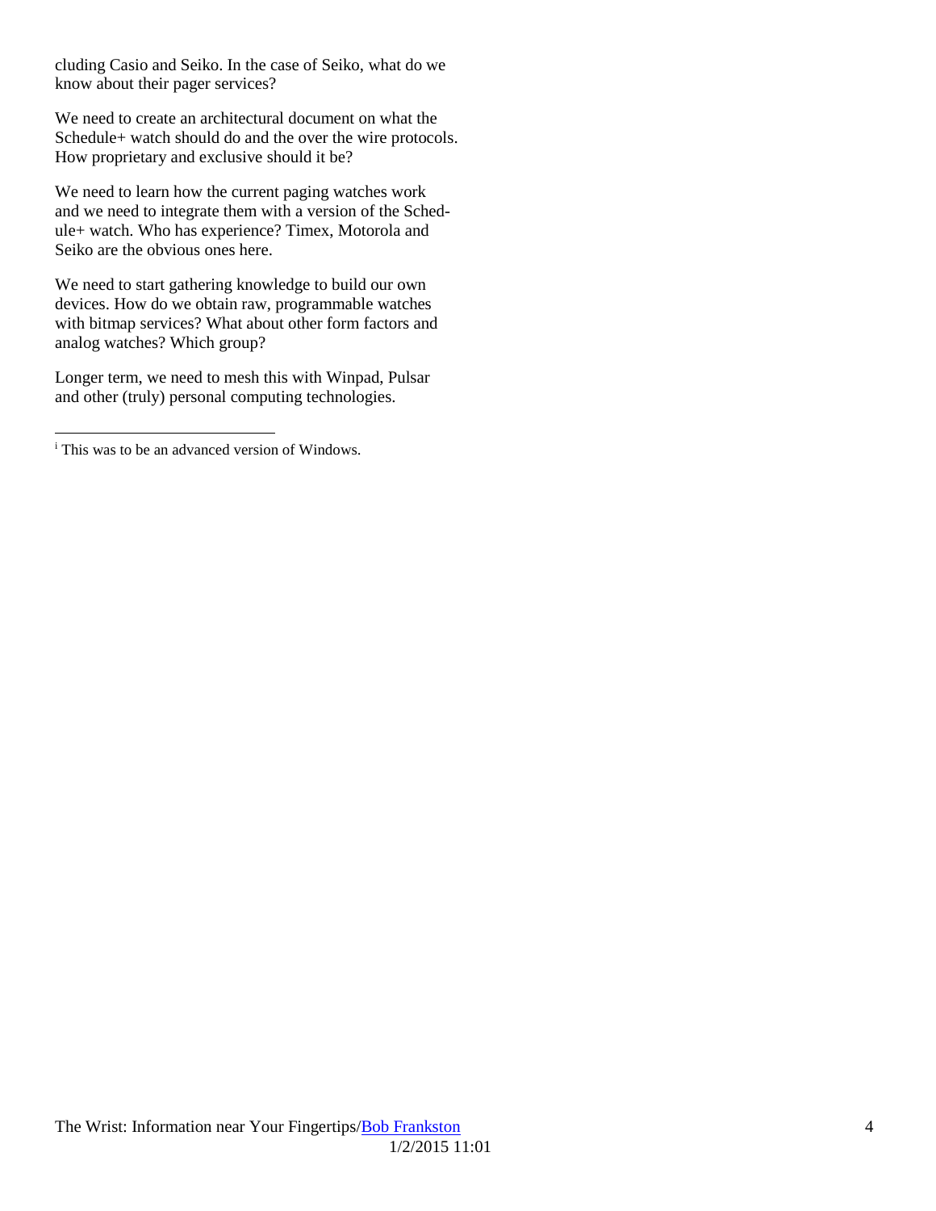cluding Casio and Seiko. In the case of Seiko, what do we know about their pager services?

We need to create an architectural document on what the Schedule+ watch should do and the over the wire protocols. How proprietary and exclusive should it be?

We need to learn how the current paging watches work and we need to integrate them with a version of the Schedule+ watch. Who has experience? Timex, Motorola and Seiko are the obvious ones here.

We need to start gathering knowledge to build our own devices. How do we obtain raw, programmable watches with bitmap services? What about other form factors and analog watches? Which group?

Longer term, we need to mesh this with Winpad, Pulsar and other (truly) personal computing technologies.

---

[i] This was to be an advanced version of Windows.